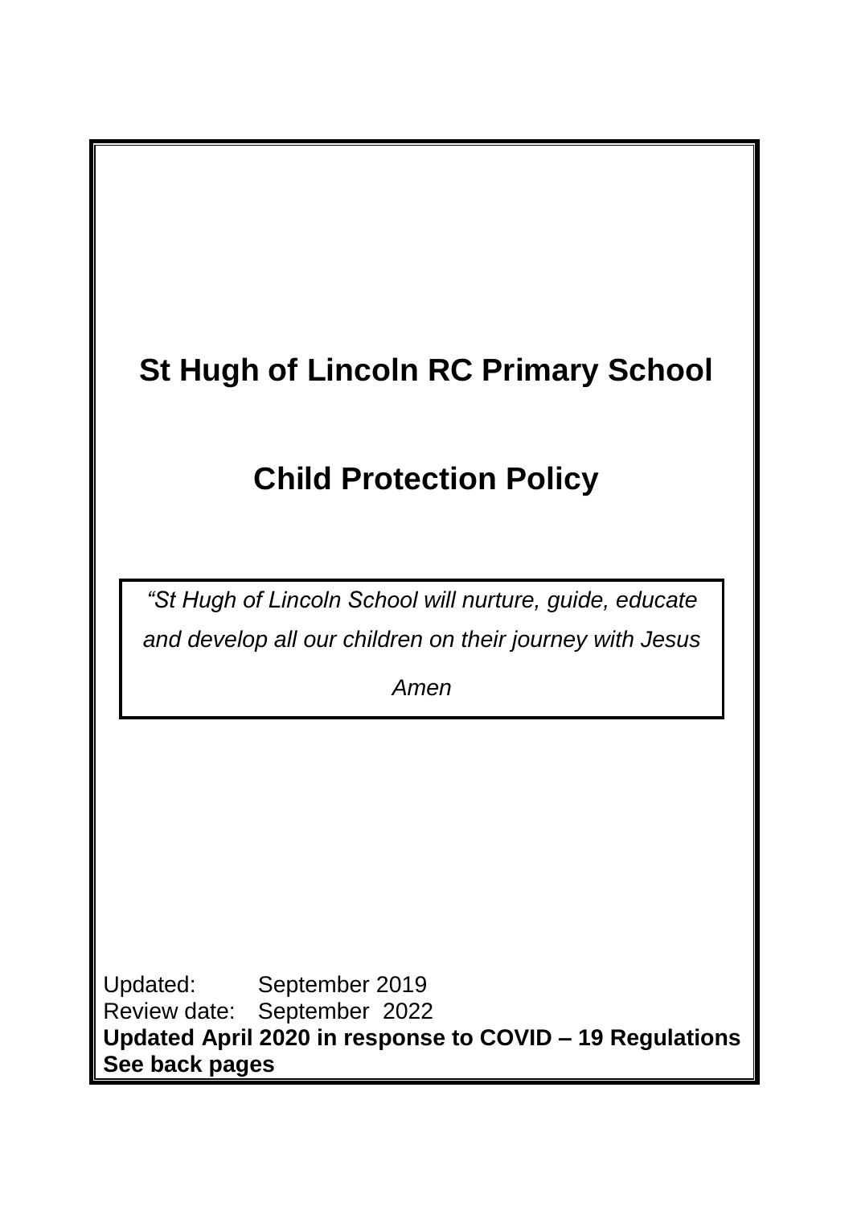# St Hugh of Lincoln RC Primary School

# Child Protection Policy

*“St Hugh of Lincoln School will nurture, guide, educate and develop all our children on their journey with Jesus*

*Amen*

Updated: September 2019
Review date: September 2022
**Updated April 2020 in response to COVID – 19 Regulations See back pages**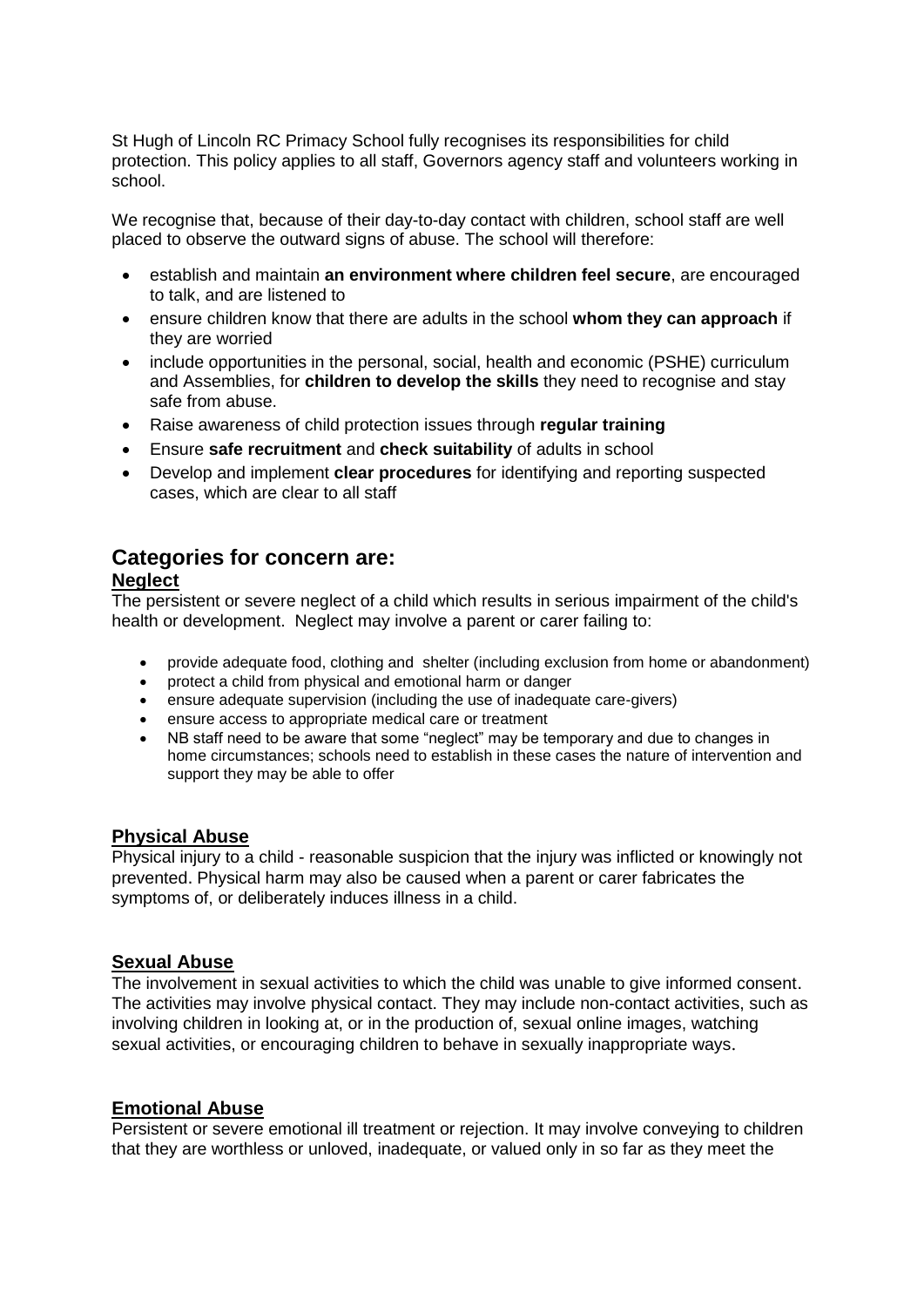St Hugh of Lincoln RC Primacy School fully recognises its responsibilities for child protection. This policy applies to all staff, Governors agency staff and volunteers working in school.

We recognise that, because of their day-to-day contact with children, school staff are well placed to observe the outward signs of abuse. The school will therefore:

- establish and maintain **an environment where children feel secure**, are encouraged to talk, and are listened to
- ensure children know that there are adults in the school **whom they can approach** if they are worried
- include opportunities in the personal, social, health and economic (PSHE) curriculum and Assemblies, for **children to develop the skills** they need to recognise and stay safe from abuse.
- Raise awareness of child protection issues through **regular training**
- Ensure **safe recruitment** and **check suitability** of adults in school
- Develop and implement **clear procedures** for identifying and reporting suspected cases, which are clear to all staff

## Categories for concern are:

### Neglect

The persistent or severe neglect of a child which results in serious impairment of the child's health or development. Neglect may involve a parent or carer failing to:

- provide adequate food, clothing and shelter (including exclusion from home or abandonment)
- protect a child from physical and emotional harm or danger
- ensure adequate supervision (including the use of inadequate care-givers)
- ensure access to appropriate medical care or treatment
- NB staff need to be aware that some "neglect" may be temporary and due to changes in home circumstances; schools need to establish in these cases the nature of intervention and support they may be able to offer

### Physical Abuse

Physical injury to a child - reasonable suspicion that the injury was inflicted or knowingly not prevented. Physical harm may also be caused when a parent or carer fabricates the symptoms of, or deliberately induces illness in a child.

### Sexual Abuse

The involvement in sexual activities to which the child was unable to give informed consent. The activities may involve physical contact. They may include non-contact activities, such as involving children in looking at, or in the production of, sexual online images, watching sexual activities, or encouraging children to behave in sexually inappropriate ways.

### Emotional Abuse

Persistent or severe emotional ill treatment or rejection. It may involve conveying to children that they are worthless or unloved, inadequate, or valued only in so far as they meet the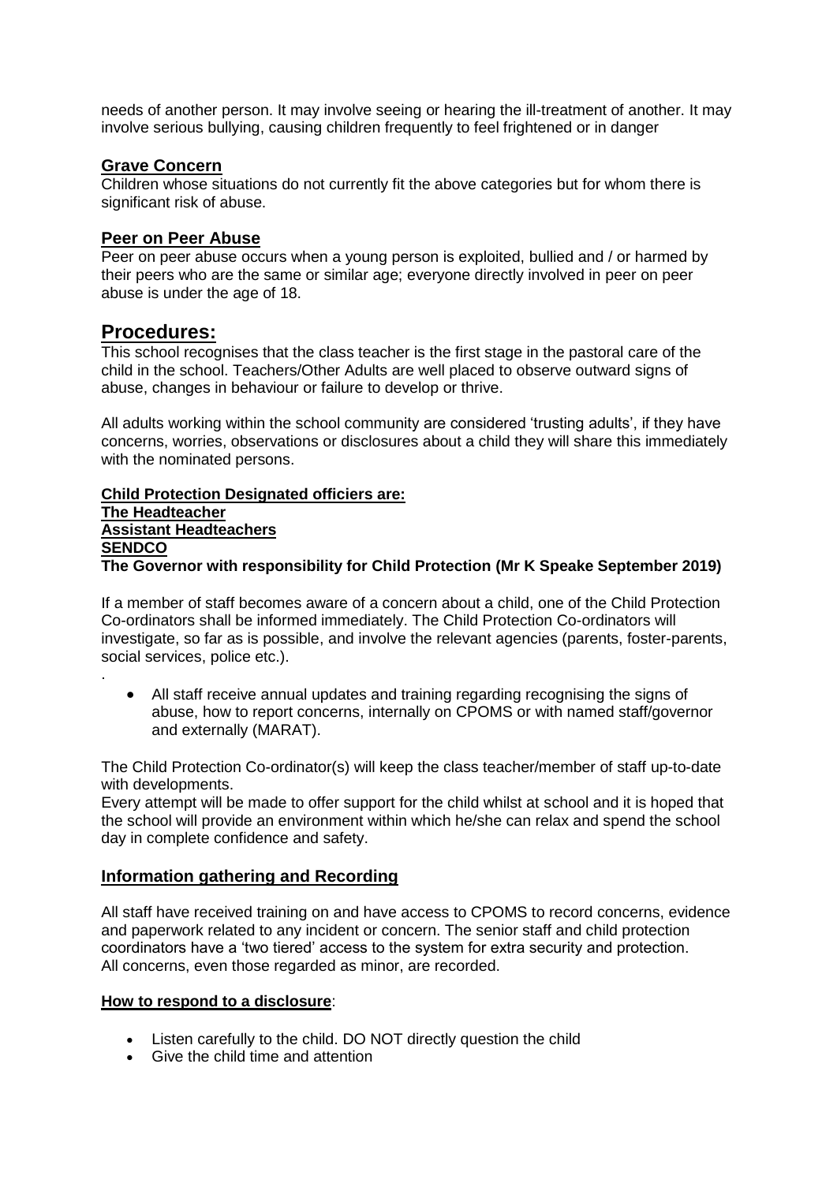needs of another person. It may involve seeing or hearing the ill-treatment of another. It may involve serious bullying, causing children frequently to feel frightened or in danger

### Grave Concern

Children whose situations do not currently fit the above categories but for whom there is significant risk of abuse.

### Peer on Peer Abuse

Peer on peer abuse occurs when a young person is exploited, bullied and / or harmed by their peers who are the same or similar age; everyone directly involved in peer on peer abuse is under the age of 18.

## Procedures:

This school recognises that the class teacher is the first stage in the pastoral care of the child in the school. Teachers/Other Adults are well placed to observe outward signs of abuse, changes in behaviour or failure to develop or thrive.

All adults working within the school community are considered 'trusting adults', if they have concerns, worries, observations or disclosures about a child they will share this immediately with the nominated persons.

**Child Protection Designated officiers are:**
**The Headteacher**
**Assistant Headteachers**
**SENDCO**
**The Governor with responsibility for Child Protection (Mr K Speake September 2019)**

If a member of staff becomes aware of a concern about a child, one of the Child Protection Co-ordinators shall be informed immediately. The Child Protection Co-ordinators will investigate, so far as is possible, and involve the relevant agencies (parents, foster-parents, social services, police etc.).

.

- All staff receive annual updates and training regarding recognising the signs of abuse, how to report concerns, internally on CPOMS or with named staff/governor and externally (MARAT).

The Child Protection Co-ordinator(s) will keep the class teacher/member of staff up-to-date with developments.
Every attempt will be made to offer support for the child whilst at school and it is hoped that the school will provide an environment within which he/she can relax and spend the school day in complete confidence and safety.

### Information gathering and Recording

All staff have received training on and have access to CPOMS to record concerns, evidence and paperwork related to any incident or concern. The senior staff and child protection coordinators have a 'two tiered' access to the system for extra security and protection.
All concerns, even those regarded as minor, are recorded.

**How to respond to a disclosure**:

- Listen carefully to the child. DO NOT directly question the child
- Give the child time and attention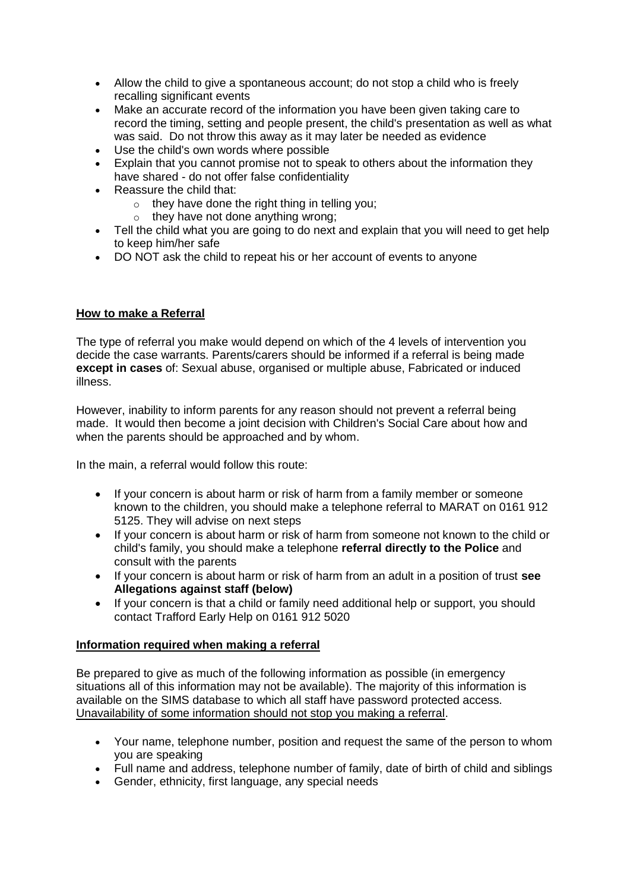- Allow the child to give a spontaneous account; do not stop a child who is freely recalling significant events
- Make an accurate record of the information you have been given taking care to record the timing, setting and people present, the child's presentation as well as what was said. Do not throw this away as it may later be needed as evidence
- Use the child's own words where possible
- Explain that you cannot promise not to speak to others about the information they have shared - do not offer false confidentiality
- Reassure the child that:
  - they have done the right thing in telling you;
  - they have not done anything wrong;
- Tell the child what you are going to do next and explain that you will need to get help to keep him/her safe
- DO NOT ask the child to repeat his or her account of events to anyone

## <u>How to make a Referral</u>

The type of referral you make would depend on which of the 4 levels of intervention you decide the case warrants. Parents/carers should be informed if a referral is being made **except in cases** of: Sexual abuse, organised or multiple abuse, Fabricated or induced illness.

However, inability to inform parents for any reason should not prevent a referral being made. It would then become a joint decision with Children's Social Care about how and when the parents should be approached and by whom.

In the main, a referral would follow this route:

- If your concern is about harm or risk of harm from a family member or someone known to the children, you should make a telephone referral to MARAT on 0161 912 5125. They will advise on next steps
- If your concern is about harm or risk of harm from someone not known to the child or child's family, you should make a telephone **referral directly to the Police** and consult with the parents
- If your concern is about harm or risk of harm from an adult in a position of trust **see Allegations against staff (below)**
- If your concern is that a child or family need additional help or support, you should contact Trafford Early Help on 0161 912 5020

## <u>Information required when making a referral</u>

Be prepared to give as much of the following information as possible (in emergency situations all of this information may not be available). The majority of this information is available on the SIMS database to which all staff have password protected access. <u>Unavailability of some information should not stop you making a referral</u>.

- Your name, telephone number, position and request the same of the person to whom you are speaking
- Full name and address, telephone number of family, date of birth of child and siblings
- Gender, ethnicity, first language, any special needs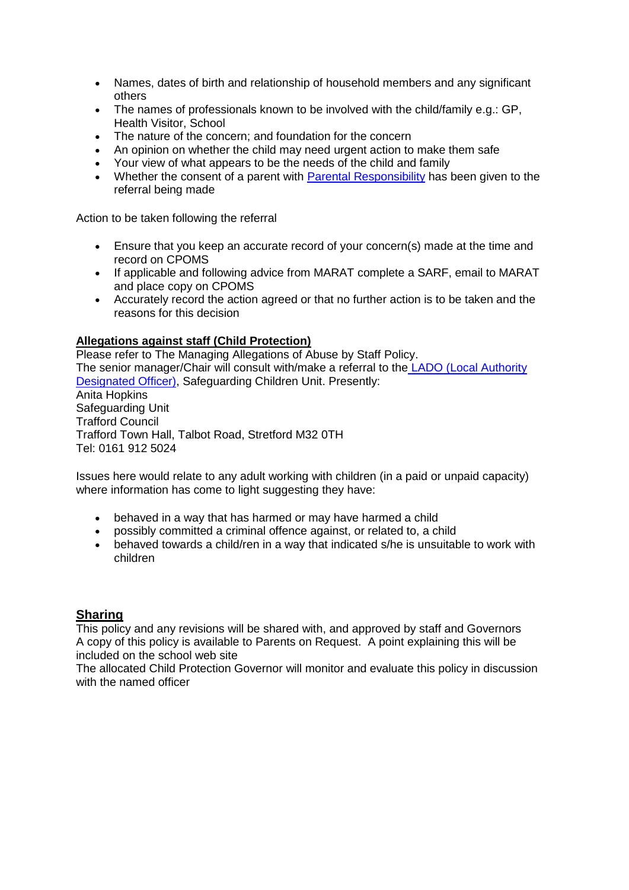- Names, dates of birth and relationship of household members and any significant others
- The names of professionals known to be involved with the child/family e.g.: GP, Health Visitor, School
- The nature of the concern; and foundation for the concern
- An opinion on whether the child may need urgent action to make them safe
- Your view of what appears to be the needs of the child and family
- Whether the consent of a parent with Parental Responsibility has been given to the referral being made

Action to be taken following the referral

- Ensure that you keep an accurate record of your concern(s) made at the time and record on CPOMS
- If applicable and following advice from MARAT complete a SARF, email to MARAT and place copy on CPOMS
- Accurately record the action agreed or that no further action is to be taken and the reasons for this decision

**Allegations against staff (Child Protection)**

Please refer to The Managing Allegations of Abuse by Staff Policy.
The senior manager/Chair will consult with/make a referral to the LADO (Local Authority Designated Officer), Safeguarding Children Unit. Presently:
Anita Hopkins
Safeguarding Unit
Trafford Council
Trafford Town Hall, Talbot Road, Stretford M32 0TH
Tel: 0161 912 5024

Issues here would relate to any adult working with children (in a paid or unpaid capacity) where information has come to light suggesting they have:

- behaved in a way that has harmed or may have harmed a child
- possibly committed a criminal offence against, or related to, a child
- behaved towards a child/ren in a way that indicated s/he is unsuitable to work with children

## Sharing

This policy and any revisions will be shared with, and approved by staff and Governors
A copy of this policy is available to Parents on Request. A point explaining this will be included on the school web site
The allocated Child Protection Governor will monitor and evaluate this policy in discussion with the named officer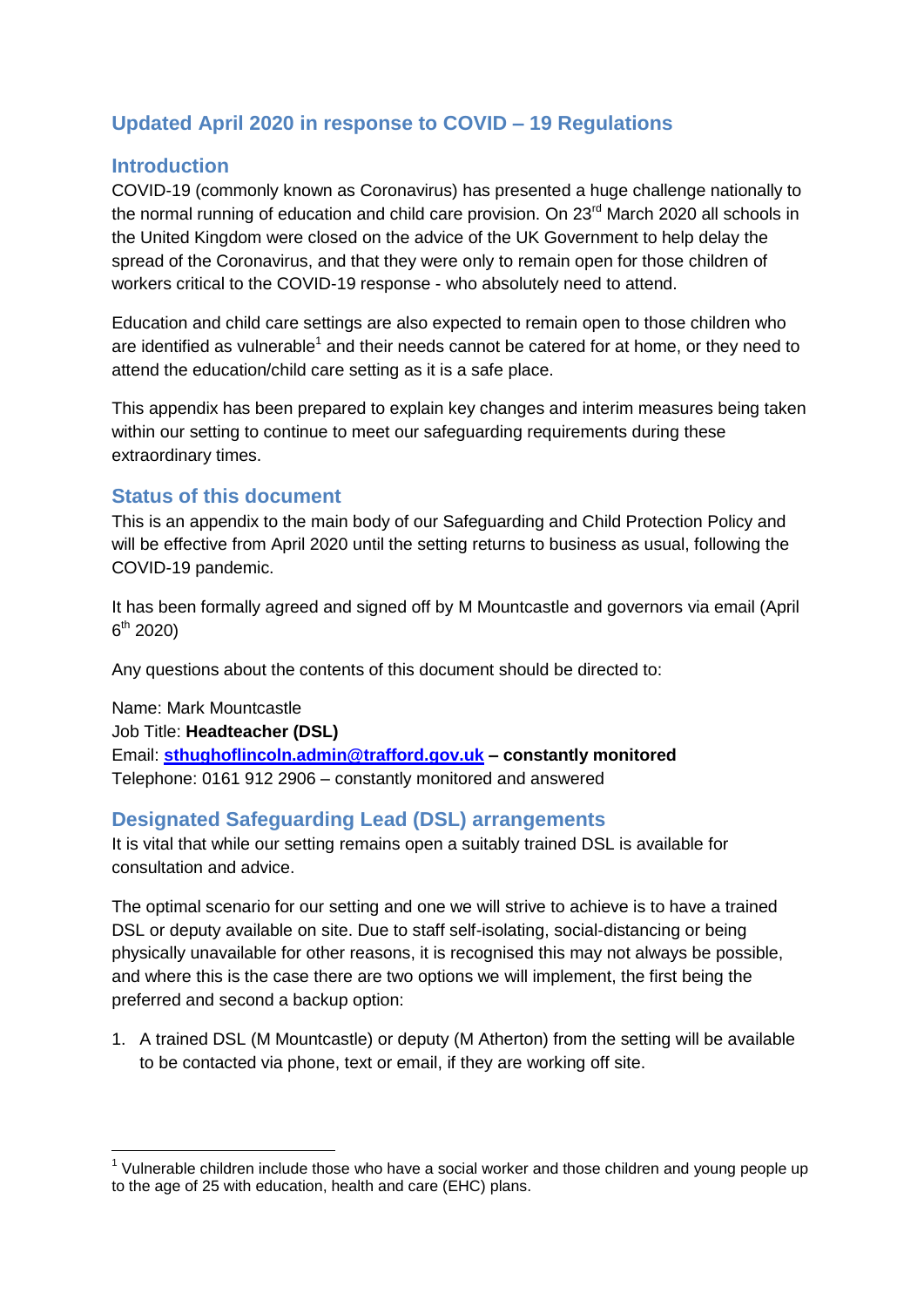## Updated April 2020 in response to COVID – 19 Regulations

### Introduction

COVID-19 (commonly known as Coronavirus) has presented a huge challenge nationally to the normal running of education and child care provision. On 23rd March 2020 all schools in the United Kingdom were closed on the advice of the UK Government to help delay the spread of the Coronavirus, and that they were only to remain open for those children of workers critical to the COVID-19 response - who absolutely need to attend.

Education and child care settings are also expected to remain open to those children who are identified as vulnerable[1] and their needs cannot be catered for at home, or they need to attend the education/child care setting as it is a safe place.

This appendix has been prepared to explain key changes and interim measures being taken within our setting to continue to meet our safeguarding requirements during these extraordinary times.

### Status of this document

This is an appendix to the main body of our Safeguarding and Child Protection Policy and will be effective from April 2020 until the setting returns to business as usual, following the COVID-19 pandemic.

It has been formally agreed and signed off by M Mountcastle and governors via email (April 6th 2020)

Any questions about the contents of this document should be directed to:

Name: Mark Mountcastle
Job Title: **Headteacher (DSL)**
Email: **sthughoflincoln.admin@trafford.gov.uk – constantly monitored**
Telephone: 0161 912 2906 – constantly monitored and answered

### Designated Safeguarding Lead (DSL) arrangements

It is vital that while our setting remains open a suitably trained DSL is available for consultation and advice.

The optimal scenario for our setting and one we will strive to achieve is to have a trained DSL or deputy available on site. Due to staff self-isolating, social-distancing or being physically unavailable for other reasons, it is recognised this may not always be possible, and where this is the case there are two options we will implement, the first being the preferred and second a backup option:

1. A trained DSL (M Mountcastle) or deputy (M Atherton) from the setting will be available to be contacted via phone, text or email, if they are working off site.

[1] Vulnerable children include those who have a social worker and those children and young people up to the age of 25 with education, health and care (EHC) plans.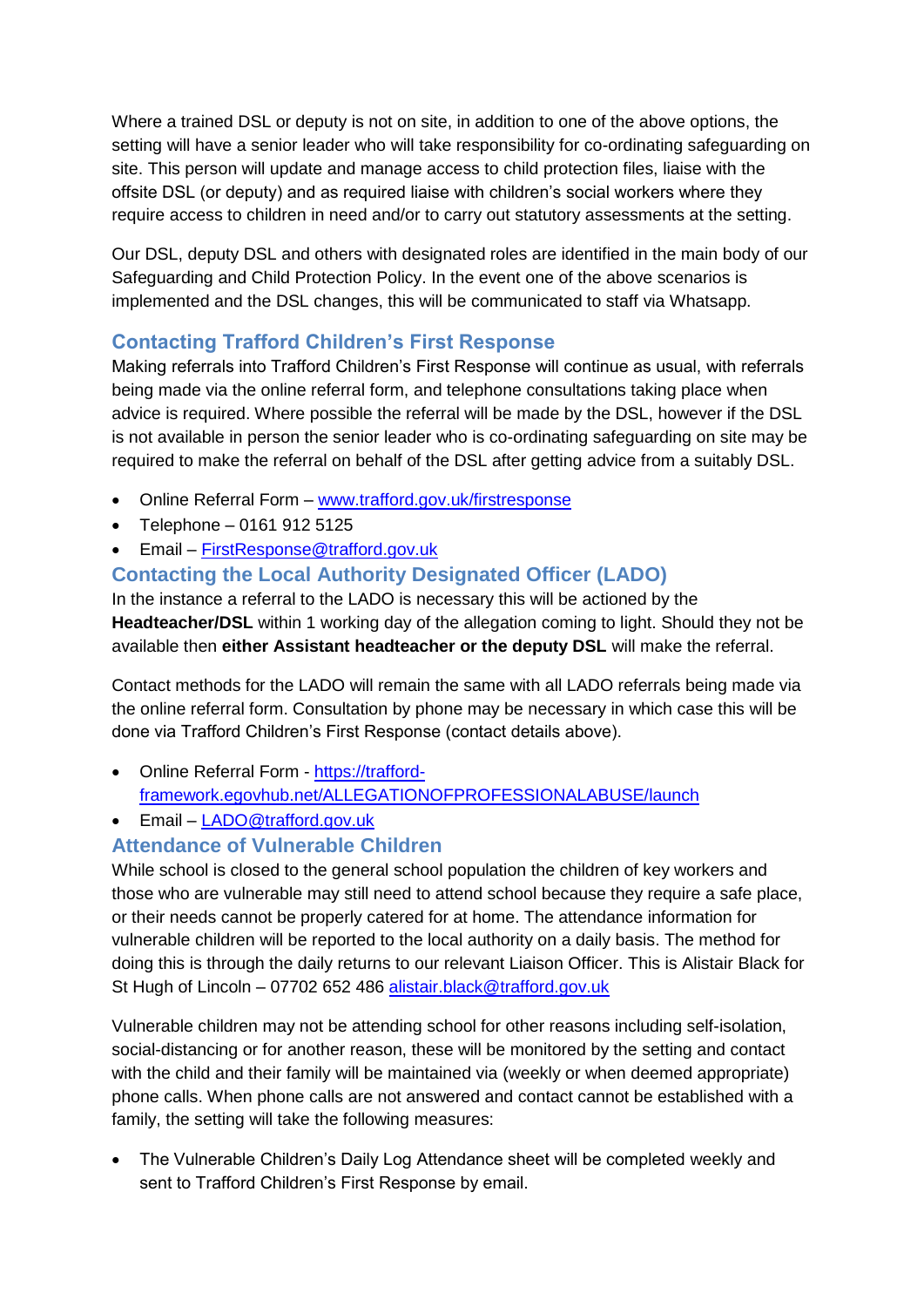Where a trained DSL or deputy is not on site, in addition to one of the above options, the setting will have a senior leader who will take responsibility for co-ordinating safeguarding on site. This person will update and manage access to child protection files, liaise with the offsite DSL (or deputy) and as required liaise with children's social workers where they require access to children in need and/or to carry out statutory assessments at the setting.

Our DSL, deputy DSL and others with designated roles are identified in the main body of our Safeguarding and Child Protection Policy. In the event one of the above scenarios is implemented and the DSL changes, this will be communicated to staff via Whatsapp.

## Contacting Trafford Children's First Response

Making referrals into Trafford Children's First Response will continue as usual, with referrals being made via the online referral form, and telephone consultations taking place when advice is required. Where possible the referral will be made by the DSL, however if the DSL is not available in person the senior leader who is co-ordinating safeguarding on site may be required to make the referral on behalf of the DSL after getting advice from a suitably DSL.

- Online Referral Form – [www.trafford.gov.uk/firstresponse](http://www.trafford.gov.uk/firstresponse)
- Telephone – 0161 912 5125
- Email – [FirstResponse@trafford.gov.uk](mailto:FirstResponse@trafford.gov.uk)

## Contacting the Local Authority Designated Officer (LADO)

In the instance a referral to the LADO is necessary this will be actioned by the **Headteacher/DSL** within 1 working day of the allegation coming to light. Should they not be available then **either Assistant headteacher or the deputy DSL** will make the referral.

Contact methods for the LADO will remain the same with all LADO referrals being made via the online referral form. Consultation by phone may be necessary in which case this will be done via Trafford Children's First Response (contact details above).

- Online Referral Form - [https://trafford-framework.egovhub.net/ALLEGATIONOFPROFESSIONALABUSE/launch](https://trafford-framework.egovhub.net/ALLEGATIONOFPROFESSIONALABUSE/launch)
- Email – [LADO@trafford.gov.uk](mailto:LADO@trafford.gov.uk)

## Attendance of Vulnerable Children

While school is closed to the general school population the children of key workers and those who are vulnerable may still need to attend school because they require a safe place, or their needs cannot be properly catered for at home. The attendance information for vulnerable children will be reported to the local authority on a daily basis. The method for doing this is through the daily returns to our relevant Liaison Officer. This is Alistair Black for St Hugh of Lincoln – 07702 652 486 [alistair.black@trafford.gov.uk](mailto:alistair.black@trafford.gov.uk)

Vulnerable children may not be attending school for other reasons including self-isolation, social-distancing or for another reason, these will be monitored by the setting and contact with the child and their family will be maintained via (weekly or when deemed appropriate) phone calls. When phone calls are not answered and contact cannot be established with a family, the setting will take the following measures:

- The Vulnerable Children's Daily Log Attendance sheet will be completed weekly and sent to Trafford Children's First Response by email.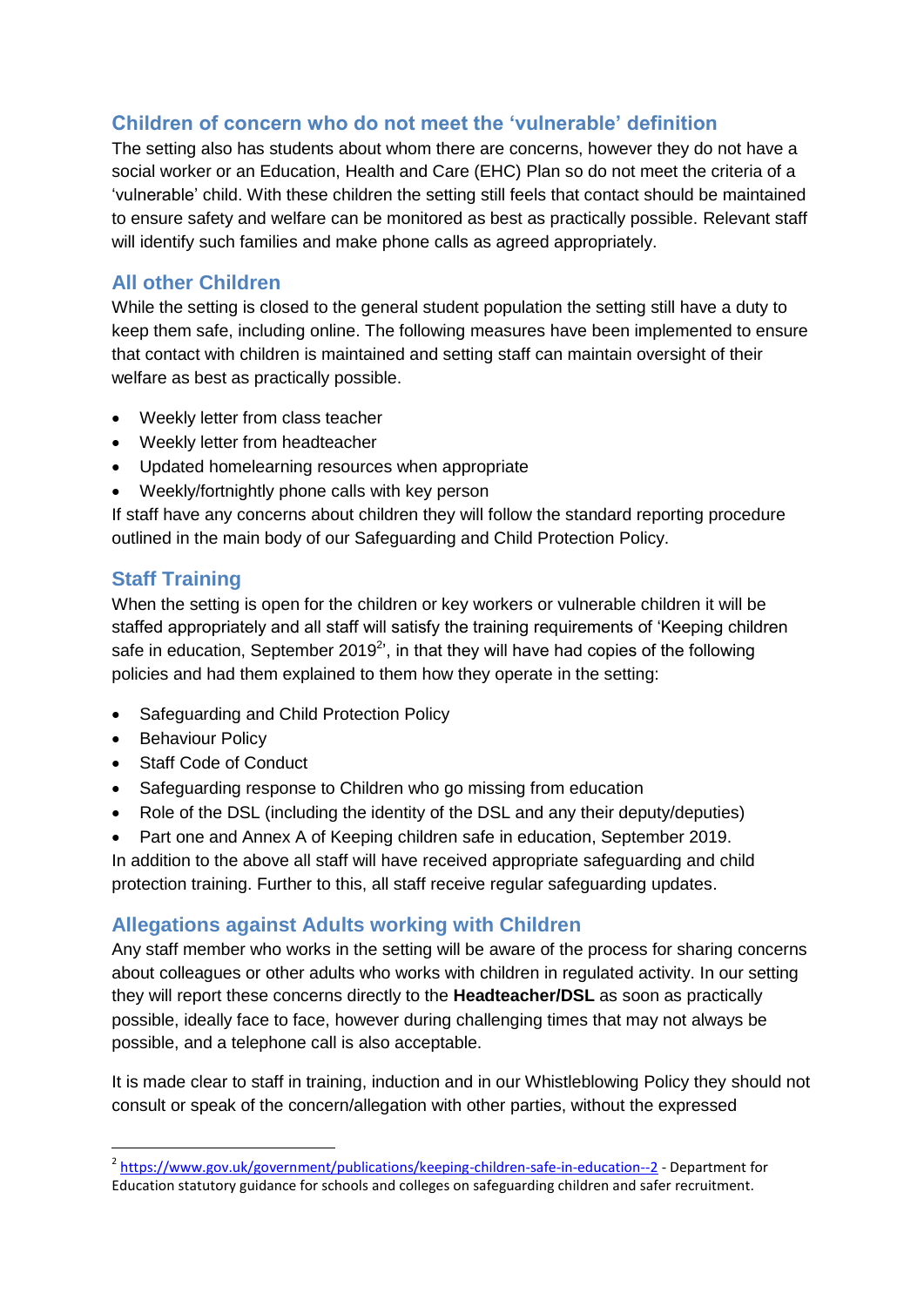## Children of concern who do not meet the 'vulnerable' definition

The setting also has students about whom there are concerns, however they do not have a social worker or an Education, Health and Care (EHC) Plan so do not meet the criteria of a 'vulnerable' child. With these children the setting still feels that contact should be maintained to ensure safety and welfare can be monitored as best as practically possible. Relevant staff will identify such families and make phone calls as agreed appropriately.

## All other Children

While the setting is closed to the general student population the setting still have a duty to keep them safe, including online. The following measures have been implemented to ensure that contact with children is maintained and setting staff can maintain oversight of their welfare as best as practically possible.

- Weekly letter from class teacher
- Weekly letter from headteacher
- Updated homelearning resources when appropriate
- Weekly/fortnightly phone calls with key person

If staff have any concerns about children they will follow the standard reporting procedure outlined in the main body of our Safeguarding and Child Protection Policy.

## Staff Training

When the setting is open for the children or key workers or vulnerable children it will be staffed appropriately and all staff will satisfy the training requirements of 'Keeping children safe in education, September 2019[2]', in that they will have had copies of the following policies and had them explained to them how they operate in the setting:

- Safeguarding and Child Protection Policy
- Behaviour Policy
- Staff Code of Conduct
- Safeguarding response to Children who go missing from education
- Role of the DSL (including the identity of the DSL and any their deputy/deputies)
- Part one and Annex A of Keeping children safe in education, September 2019.

In addition to the above all staff will have received appropriate safeguarding and child protection training. Further to this, all staff receive regular safeguarding updates.

## Allegations against Adults working with Children

Any staff member who works in the setting will be aware of the process for sharing concerns about colleagues or other adults who works with children in regulated activity. In our setting they will report these concerns directly to the **Headteacher/DSL** as soon as practically possible, ideally face to face, however during challenging times that may not always be possible, and a telephone call is also acceptable.

It is made clear to staff in training, induction and in our Whistleblowing Policy they should not consult or speak of the concern/allegation with other parties, without the expressed

---

[2] https://www.gov.uk/government/publications/keeping-children-safe-in-education--2 - Department for Education statutory guidance for schools and colleges on safeguarding children and safer recruitment.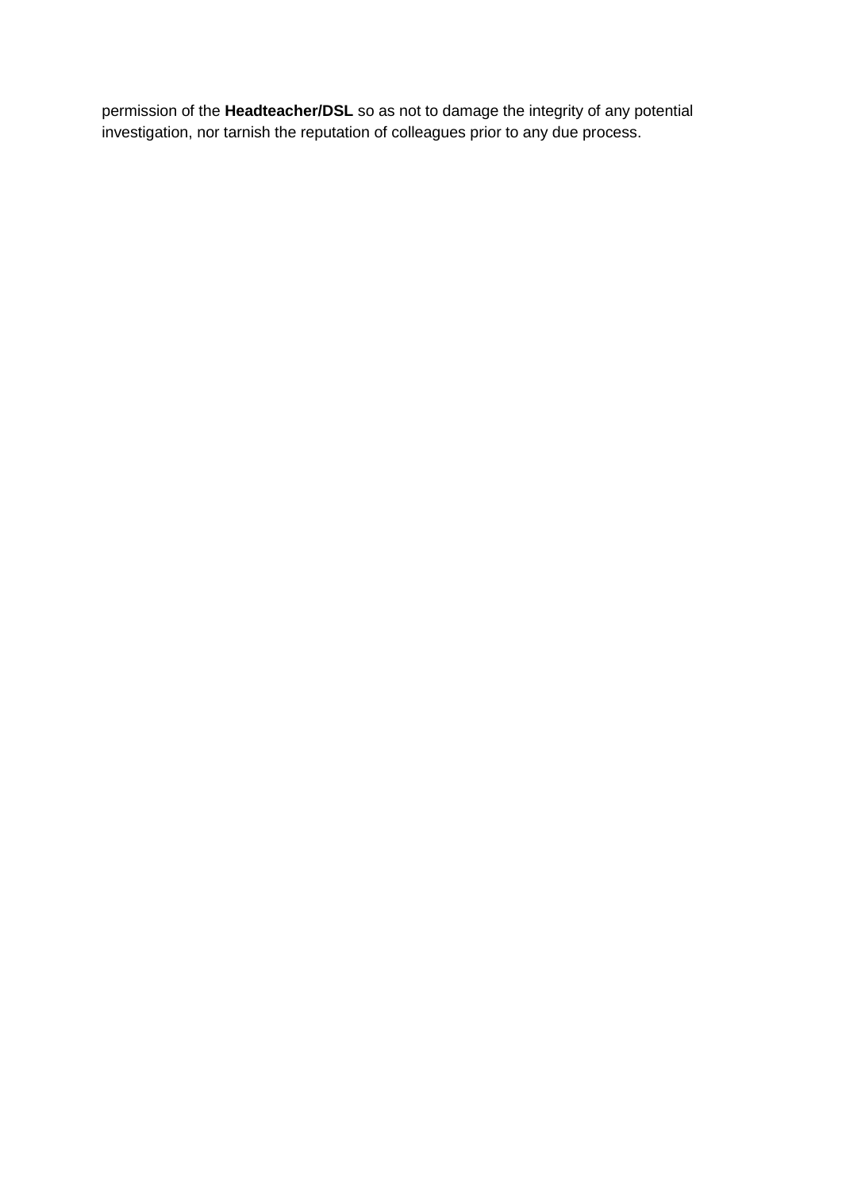permission of the **Headteacher/DSL** so as not to damage the integrity of any potential investigation, nor tarnish the reputation of colleagues prior to any due process.